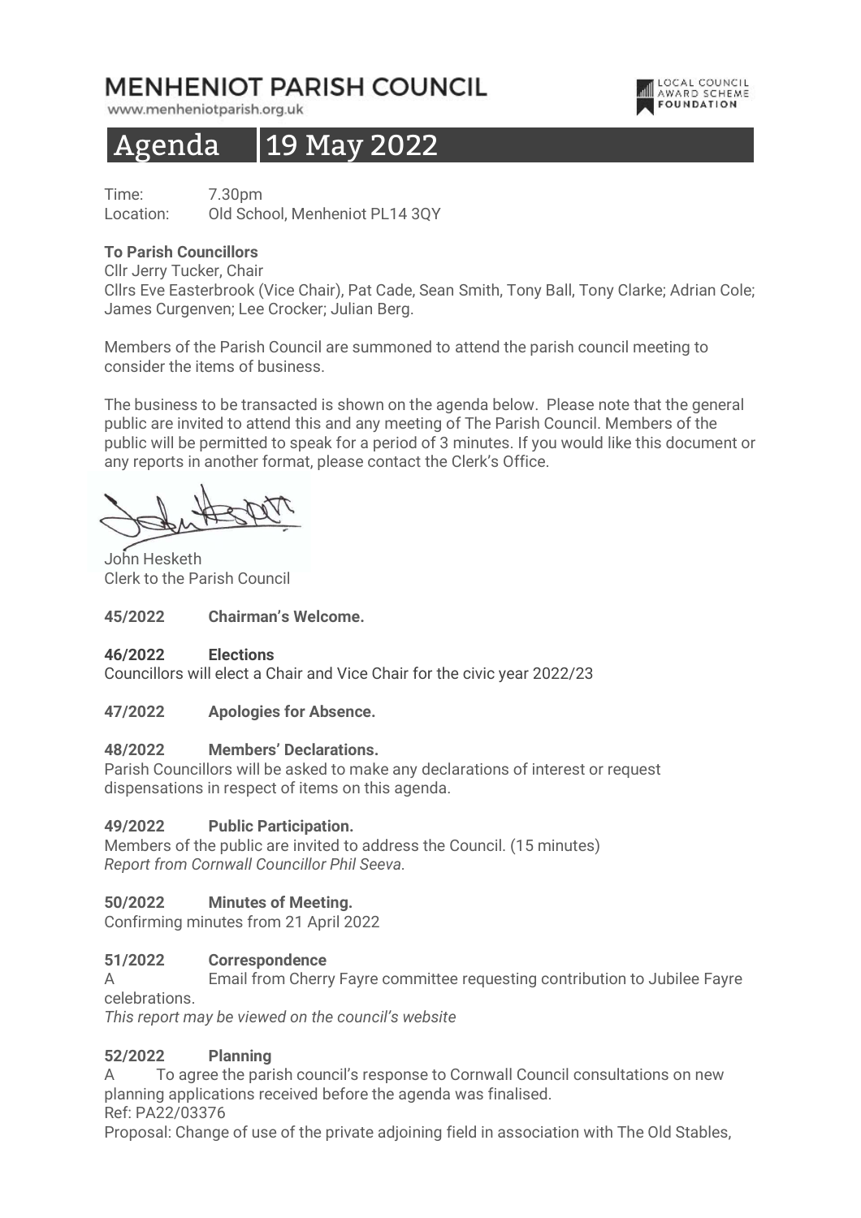# MENHENIOT PARISH COUNCIL

www.menheniotparish.org.uk

LOCAL COUNCIL AWARD SCHEME FOUNDATION

## Agenda 19 May 2022

Time: 7.30pm
Location: Old School, Menheniot PL14 3QY

**To Parish Councillors**
Cllr Jerry Tucker, Chair
Cllrs Eve Easterbrook (Vice Chair), Pat Cade, Sean Smith, Tony Ball, Tony Clarke; Adrian Cole; James Curgenven; Lee Crocker; Julian Berg.

Members of the Parish Council are summoned to attend the parish council meeting to consider the items of business.

The business to be transacted is shown on the agenda below. Please note that the general public are invited to attend this and any meeting of The Parish Council. Members of the public will be permitted to speak for a period of 3 minutes. If you would like this document or any reports in another format, please contact the Clerk's Office.

John Hesketh
Clerk to the Parish Council

**45/2022 Chairman's Welcome.**

**46/2022 Elections**
Councillors will elect a Chair and Vice Chair for the civic year 2022/23

**47/2022 Apologies for Absence.**

**48/2022 Members' Declarations.**
Parish Councillors will be asked to make any declarations of interest or request dispensations in respect of items on this agenda.

**49/2022 Public Participation.**
Members of the public are invited to address the Council. (15 minutes)
*Report from Cornwall Councillor Phil Seeva.*

**50/2022 Minutes of Meeting.**
Confirming minutes from 21 April 2022

**51/2022 Correspondence**
A Email from Cherry Fayre committee requesting contribution to Jubilee Fayre celebrations.
*This report may be viewed on the council's website*

**52/2022 Planning**
A To agree the parish council's response to Cornwall Council consultations on new planning applications received before the agenda was finalised.
Ref: PA22/03376
Proposal: Change of use of the private adjoining field in association with The Old Stables,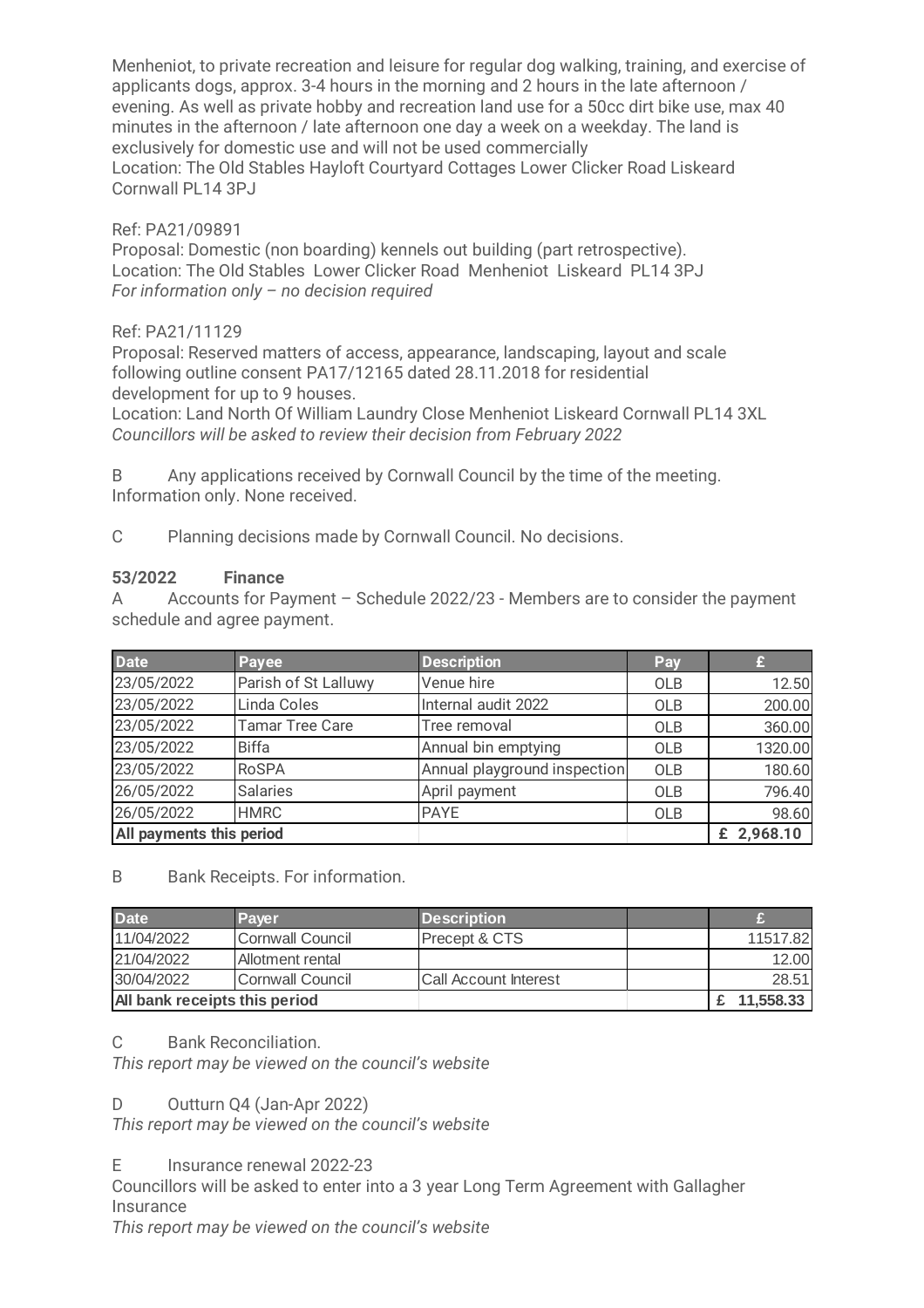Menheniot, to private recreation and leisure for regular dog walking, training, and exercise of applicants dogs, approx. 3-4 hours in the morning and 2 hours in the late afternoon / evening. As well as private hobby and recreation land use for a 50cc dirt bike use, max 40 minutes in the afternoon / late afternoon one day a week on a weekday. The land is exclusively for domestic use and will not be used commercially
Location: The Old Stables Hayloft Courtyard Cottages Lower Clicker Road Liskeard Cornwall PL14 3PJ

Ref: PA21/09891
Proposal: Domestic (non boarding) kennels out building (part retrospective).
Location: The Old Stables Lower Clicker Road Menheniot Liskeard PL14 3PJ
*For information only – no decision required*

Ref: PA21/11129
Proposal: Reserved matters of access, appearance, landscaping, layout and scale following outline consent PA17/12165 dated 28.11.2018 for residential development for up to 9 houses.
Location: Land North Of William Laundry Close Menheniot Liskeard Cornwall PL14 3XL
*Councillors will be asked to review their decision from February 2022*

B Any applications received by Cornwall Council by the time of the meeting. Information only. None received.

C Planning decisions made by Cornwall Council. No decisions.

**53/2022 Finance**

A Accounts for Payment – Schedule 2022/23 - Members are to consider the payment schedule and agree payment.

| Date | Payee | Description | Pay | £ |
|---|---|---|---|---|
| 23/05/2022 | Parish of St Lalluwy | Venue hire | OLB | 12.50 |
| 23/05/2022 | Linda Coles | Internal audit 2022 | OLB | 200.00 |
| 23/05/2022 | Tamar Tree Care | Tree removal | OLB | 360.00 |
| 23/05/2022 | Biffa | Annual bin emptying | OLB | 1320.00 |
| 23/05/2022 | RoSPA | Annual playground inspection | OLB | 180.60 |
| 26/05/2022 | Salaries | April payment | OLB | 796.40 |
| 26/05/2022 | HMRC | PAYE | OLB | 98.60 |
| **All payments this period** | | | | **£ 2,968.10** |

B Bank Receipts. For information.

| Date | Payer | Description | | £ |
|---|---|---|---|---|
| 11/04/2022 | Cornwall Council | Precept & CTS | | 11517.82 |
| 21/04/2022 | Allotment rental | | | 12.00 |
| 30/04/2022 | Cornwall Council | Call Account Interest | | 28.51 |
| **All bank receipts this period** | | | | **£ 11,558.33** |

C Bank Reconciliation.
*This report may be viewed on the council's website*

D Outturn Q4 (Jan-Apr 2022)
*This report may be viewed on the council's website*

E Insurance renewal 2022-23
Councillors will be asked to enter into a 3 year Long Term Agreement with Gallagher Insurance
*This report may be viewed on the council's website*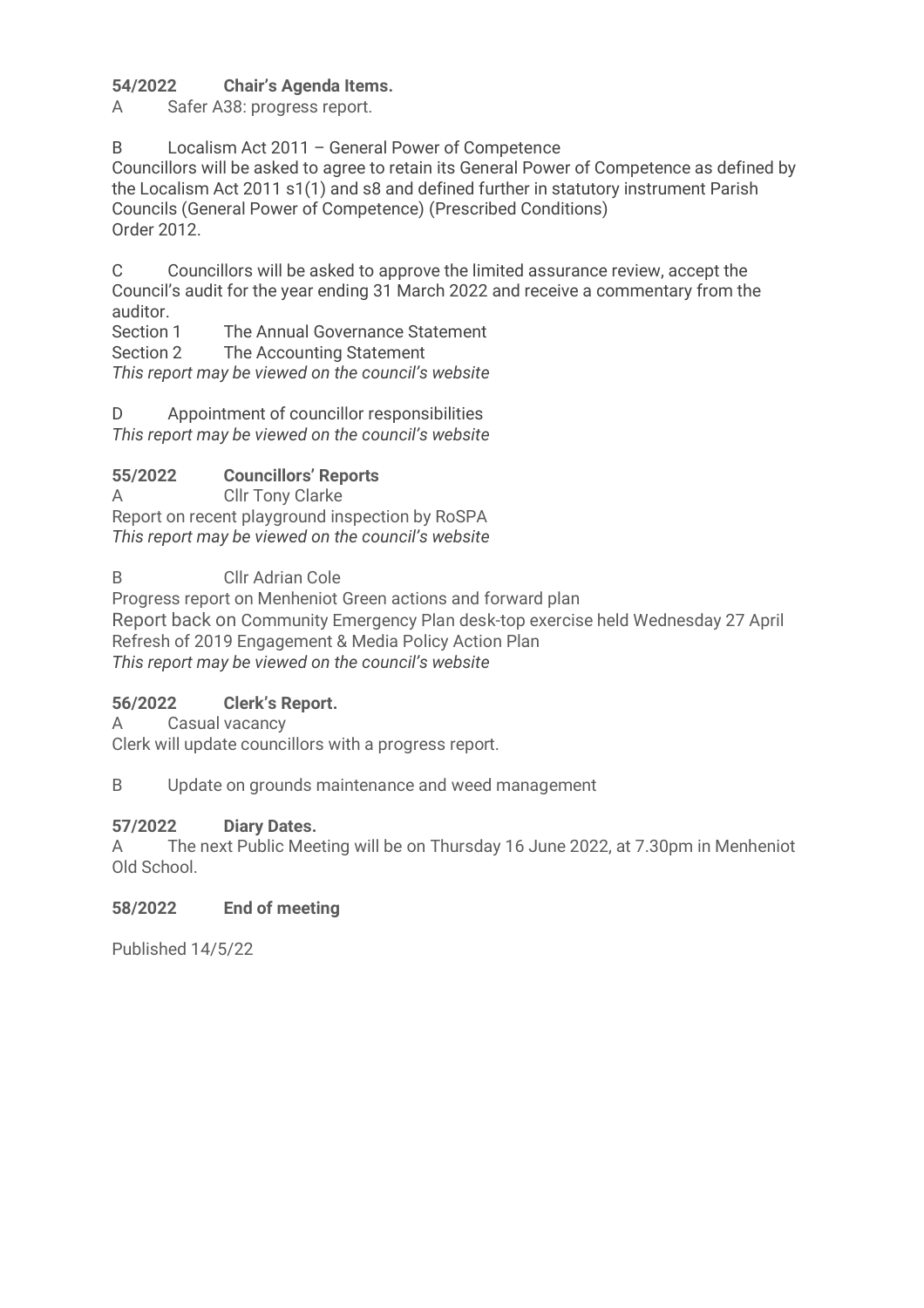**54/2022 Chair's Agenda Items.**

A Safer A38: progress report.

B Localism Act 2011 – General Power of Competence
Councillors will be asked to agree to retain its General Power of Competence as defined by the Localism Act 2011 s1(1) and s8 and defined further in statutory instrument Parish Councils (General Power of Competence) (Prescribed Conditions) Order 2012.

C Councillors will be asked to approve the limited assurance review, accept the Council's audit for the year ending 31 March 2022 and receive a commentary from the auditor.
Section 1 The Annual Governance Statement
Section 2 The Accounting Statement
*This report may be viewed on the council's website*

D Appointment of councillor responsibilities
*This report may be viewed on the council's website*

**55/2022 Councillors' Reports**

A Cllr Tony Clarke
Report on recent playground inspection by RoSPA
*This report may be viewed on the council's website*

B Cllr Adrian Cole
Progress report on Menheniot Green actions and forward plan
Report back on Community Emergency Plan desk-top exercise held Wednesday 27 April
Refresh of 2019 Engagement & Media Policy Action Plan
*This report may be viewed on the council's website*

**56/2022 Clerk's Report.**

A Casual vacancy
Clerk will update councillors with a progress report.

B Update on grounds maintenance and weed management

**57/2022 Diary Dates.**

A The next Public Meeting will be on Thursday 16 June 2022, at 7.30pm in Menheniot Old School.

**58/2022 End of meeting**

Published 14/5/22